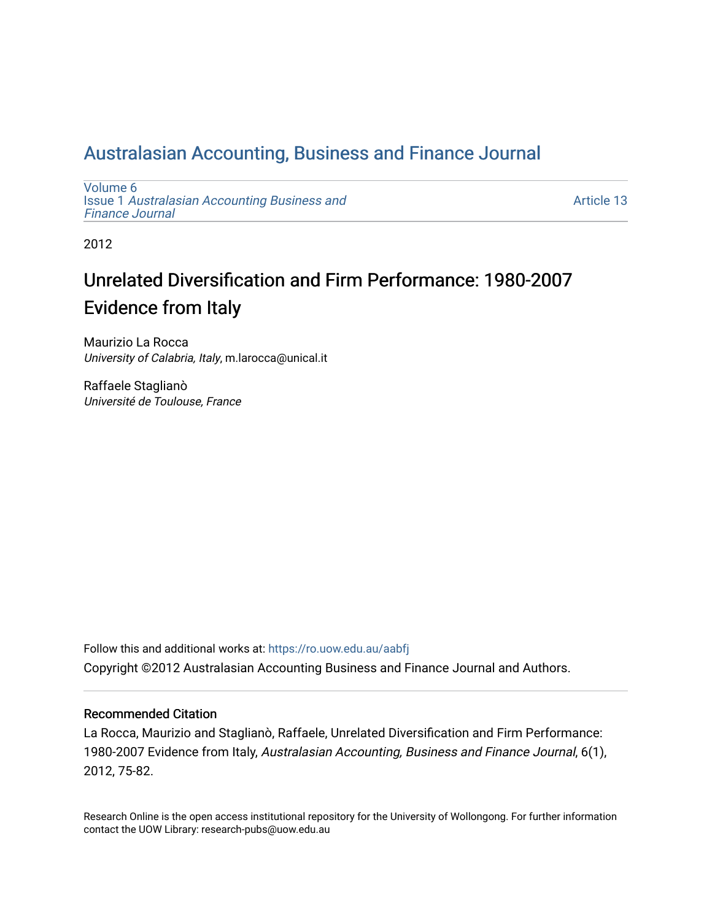# Australasian Accounting, Business and Finance Journal

Volume 6
Issue 1 *Australasian Accounting Business and Finance Journal*

Article 13

2012

## Unrelated Diversification and Firm Performance: 1980-2007 Evidence from Italy

Maurizio La Rocca
*University of Calabria, Italy*, m.larocca@unical.it

Raffaele Staglianò
*Université de Toulouse, France*

Follow this and additional works at: https://ro.uow.edu.au/aabfj

Copyright ©2012 Australasian Accounting Business and Finance Journal and Authors.

### Recommended Citation

La Rocca, Maurizio and Staglianò, Raffaele, Unrelated Diversification and Firm Performance: 1980-2007 Evidence from Italy, *Australasian Accounting, Business and Finance Journal*, 6(1), 2012, 75-82.

Research Online is the open access institutional repository for the University of Wollongong. For further information contact the UOW Library: research-pubs@uow.edu.au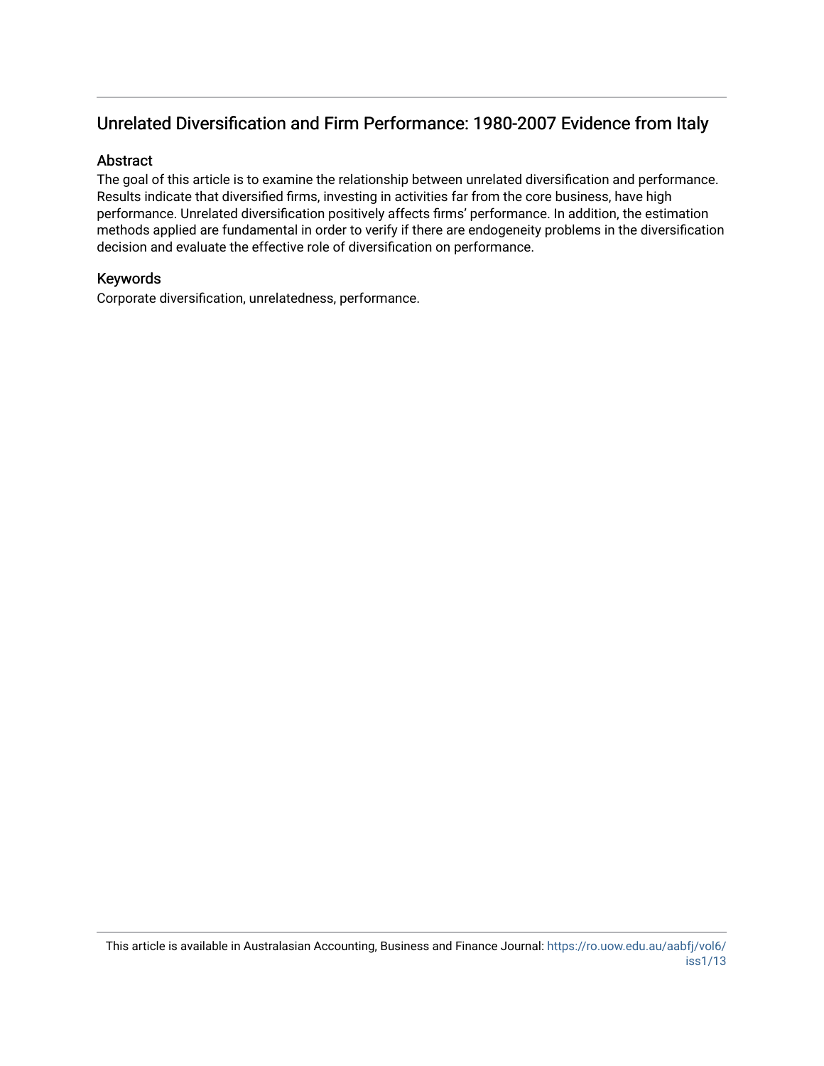# Unrelated Diversification and Firm Performance: 1980-2007 Evidence from Italy

## Abstract

The goal of this article is to examine the relationship between unrelated diversification and performance. Results indicate that diversified firms, investing in activities far from the core business, have high performance. Unrelated diversification positively affects firms' performance. In addition, the estimation methods applied are fundamental in order to verify if there are endogeneity problems in the diversification decision and evaluate the effective role of diversification on performance.

## Keywords

Corporate diversification, unrelatedness, performance.

This article is available in Australasian Accounting, Business and Finance Journal: https://ro.uow.edu.au/aabfj/vol6/iss1/13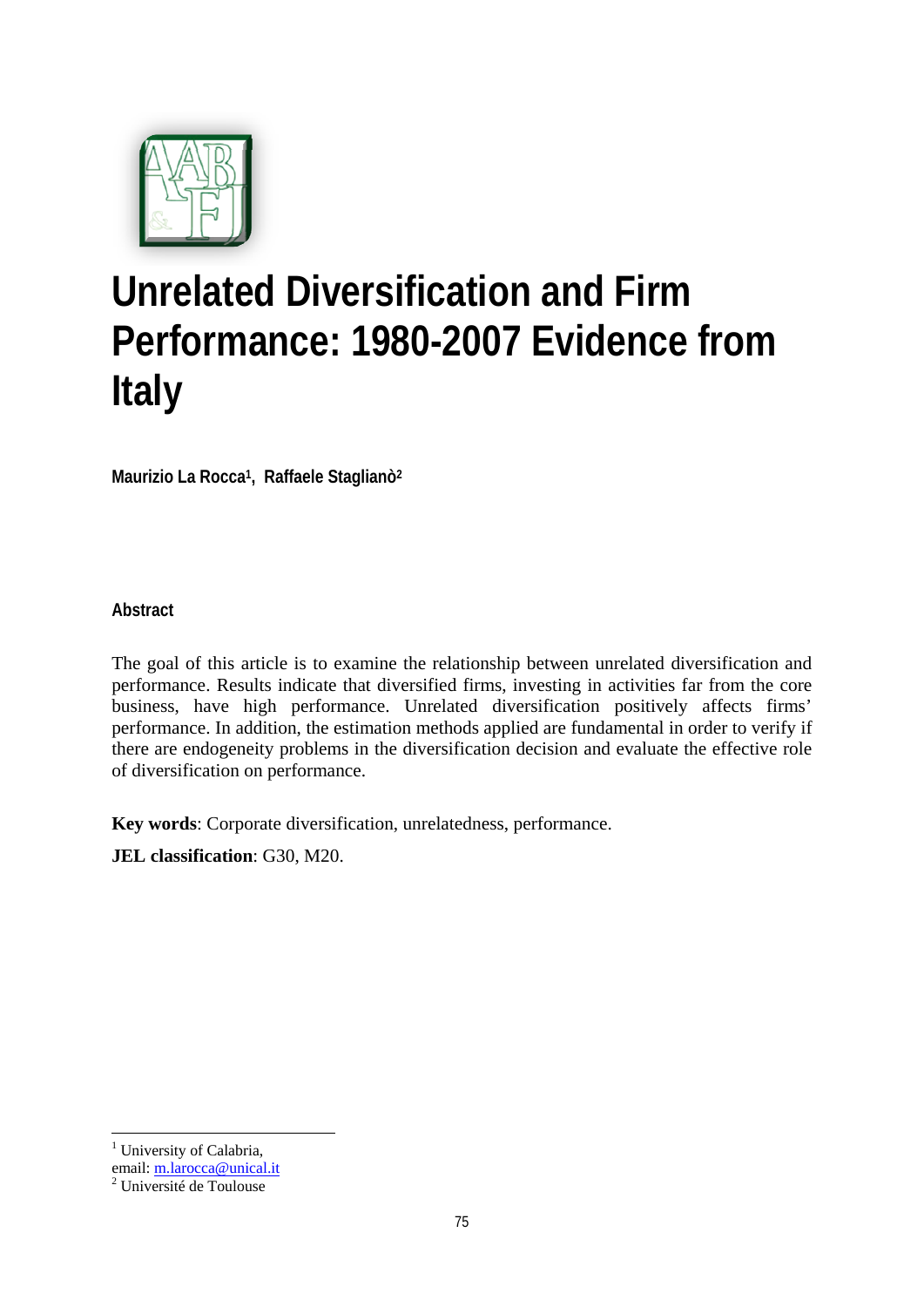# Unrelated Diversification and Firm Performance: 1980-2007 Evidence from Italy

**Maurizio La Rocca**[1], **Raffaele Staglianò**[2]

**Abstract**

The goal of this article is to examine the relationship between unrelated diversification and performance. Results indicate that diversified firms, investing in activities far from the core business, have high performance. Unrelated diversification positively affects firms' performance. In addition, the estimation methods applied are fundamental in order to verify if there are endogeneity problems in the diversification decision and evaluate the effective role of diversification on performance.

**Key words**: Corporate diversification, unrelatedness, performance.

**JEL classification**: G30, M20.

[1] University of Calabria, email: m.larocca@unical.it

[2] Université de Toulouse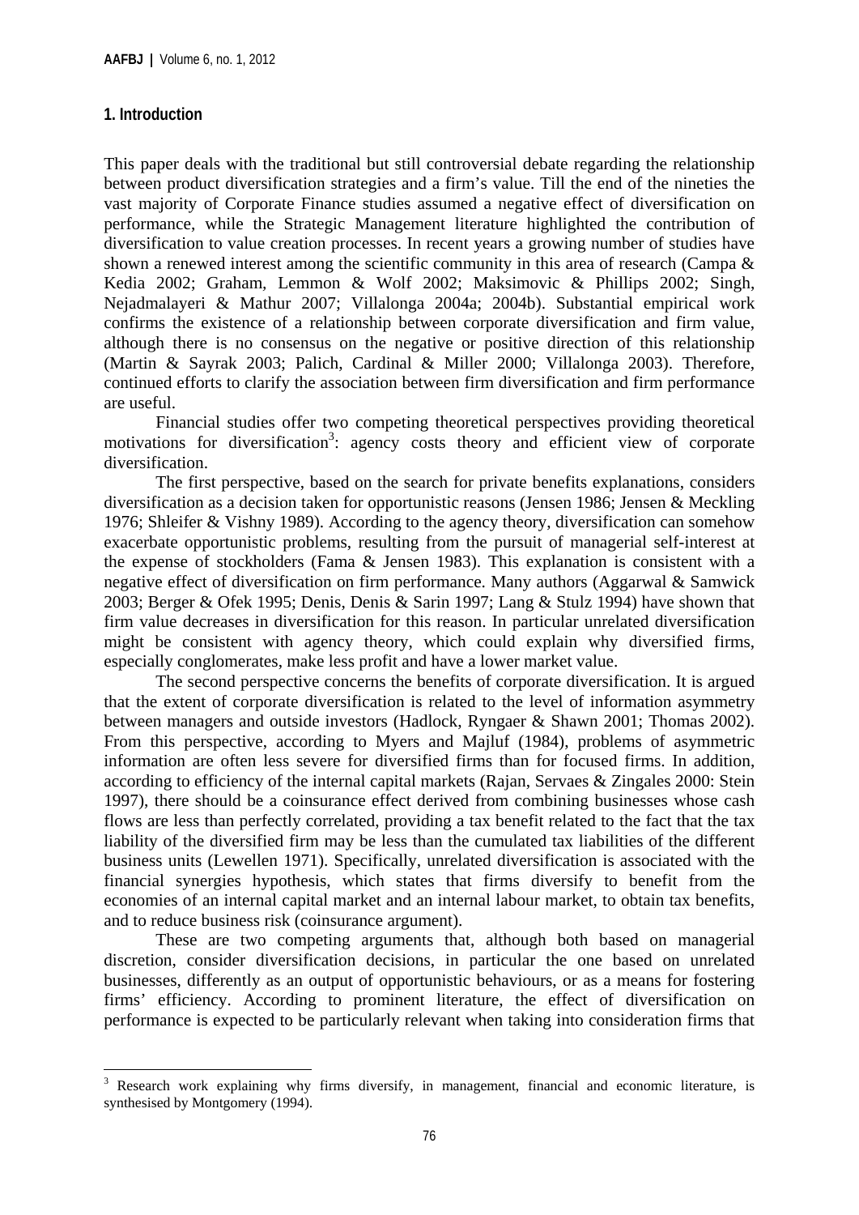## 1. Introduction

This paper deals with the traditional but still controversial debate regarding the relationship between product diversification strategies and a firm's value. Till the end of the nineties the vast majority of Corporate Finance studies assumed a negative effect of diversification on performance, while the Strategic Management literature highlighted the contribution of diversification to value creation processes. In recent years a growing number of studies have shown a renewed interest among the scientific community in this area of research (Campa & Kedia 2002; Graham, Lemmon & Wolf 2002; Maksimovic & Phillips 2002; Singh, Nejadmalayeri & Mathur 2007; Villalonga 2004a; 2004b). Substantial empirical work confirms the existence of a relationship between corporate diversification and firm value, although there is no consensus on the negative or positive direction of this relationship (Martin & Sayrak 2003; Palich, Cardinal & Miller 2000; Villalonga 2003). Therefore, continued efforts to clarify the association between firm diversification and firm performance are useful.

Financial studies offer two competing theoretical perspectives providing theoretical motivations for diversification[3]: agency costs theory and efficient view of corporate diversification.

The first perspective, based on the search for private benefits explanations, considers diversification as a decision taken for opportunistic reasons (Jensen 1986; Jensen & Meckling 1976; Shleifer & Vishny 1989). According to the agency theory, diversification can somehow exacerbate opportunistic problems, resulting from the pursuit of managerial self-interest at the expense of stockholders (Fama & Jensen 1983). This explanation is consistent with a negative effect of diversification on firm performance. Many authors (Aggarwal & Samwick 2003; Berger & Ofek 1995; Denis, Denis & Sarin 1997; Lang & Stulz 1994) have shown that firm value decreases in diversification for this reason. In particular unrelated diversification might be consistent with agency theory, which could explain why diversified firms, especially conglomerates, make less profit and have a lower market value.

The second perspective concerns the benefits of corporate diversification. It is argued that the extent of corporate diversification is related to the level of information asymmetry between managers and outside investors (Hadlock, Ryngaer & Shawn 2001; Thomas 2002). From this perspective, according to Myers and Majluf (1984), problems of asymmetric information are often less severe for diversified firms than for focused firms. In addition, according to efficiency of the internal capital markets (Rajan, Servaes & Zingales 2000: Stein 1997), there should be a coinsurance effect derived from combining businesses whose cash flows are less than perfectly correlated, providing a tax benefit related to the fact that the tax liability of the diversified firm may be less than the cumulated tax liabilities of the different business units (Lewellen 1971). Specifically, unrelated diversification is associated with the financial synergies hypothesis, which states that firms diversify to benefit from the economies of an internal capital market and an internal labour market, to obtain tax benefits, and to reduce business risk (coinsurance argument).

These are two competing arguments that, although both based on managerial discretion, consider diversification decisions, in particular the one based on unrelated businesses, differently as an output of opportunistic behaviours, or as a means for fostering firms' efficiency. According to prominent literature, the effect of diversification on performance is expected to be particularly relevant when taking into consideration firms that

[3] Research work explaining why firms diversify, in management, financial and economic literature, is synthesised by Montgomery (1994).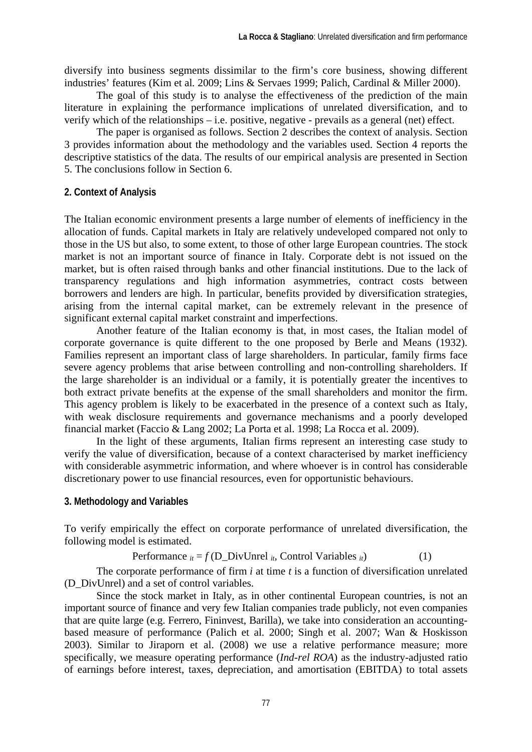diversify into business segments dissimilar to the firm's core business, showing different industries' features (Kim et al. 2009; Lins & Servaes 1999; Palich, Cardinal & Miller 2000).

The goal of this study is to analyse the effectiveness of the prediction of the main literature in explaining the performance implications of unrelated diversification, and to verify which of the relationships – i.e. positive, negative - prevails as a general (net) effect.

The paper is organised as follows. Section 2 describes the context of analysis. Section 3 provides information about the methodology and the variables used. Section 4 reports the descriptive statistics of the data. The results of our empirical analysis are presented in Section 5. The conclusions follow in Section 6.

## 2. Context of Analysis

The Italian economic environment presents a large number of elements of inefficiency in the allocation of funds. Capital markets in Italy are relatively undeveloped compared not only to those in the US but also, to some extent, to those of other large European countries. The stock market is not an important source of finance in Italy. Corporate debt is not issued on the market, but is often raised through banks and other financial institutions. Due to the lack of transparency regulations and high information asymmetries, contract costs between borrowers and lenders are high. In particular, benefits provided by diversification strategies, arising from the internal capital market, can be extremely relevant in the presence of significant external capital market constraint and imperfections.

Another feature of the Italian economy is that, in most cases, the Italian model of corporate governance is quite different to the one proposed by Berle and Means (1932). Families represent an important class of large shareholders. In particular, family firms face severe agency problems that arise between controlling and non-controlling shareholders. If the large shareholder is an individual or a family, it is potentially greater the incentives to both extract private benefits at the expense of the small shareholders and monitor the firm. This agency problem is likely to be exacerbated in the presence of a context such as Italy, with weak disclosure requirements and governance mechanisms and a poorly developed financial market (Faccio & Lang 2002; La Porta et al. 1998; La Rocca et al. 2009).

In the light of these arguments, Italian firms represent an interesting case study to verify the value of diversification, because of a context characterised by market inefficiency with considerable asymmetric information, and where whoever is in control has considerable discretionary power to use financial resources, even for opportunistic behaviours.

## 3. Methodology and Variables

To verify empirically the effect on corporate performance of unrelated diversification, the following model is estimated.

$$\text{Performance}_{it} = f\,(\text{D\_DivUnrel}_{it}, \text{Control Variables}_{it}) \qquad (1)$$

The corporate performance of firm $i$ at time $t$ is a function of diversification unrelated (D_DivUnrel) and a set of control variables.

Since the stock market in Italy, as in other continental European countries, is not an important source of finance and very few Italian companies trade publicly, not even companies that are quite large (e.g. Ferrero, Fininvest, Barilla), we take into consideration an accounting-based measure of performance (Palich et al. 2000; Singh et al. 2007; Wan & Hoskisson 2003). Similar to Jiraporn et al. (2008) we use a relative performance measure; more specifically, we measure operating performance (*Ind-rel ROA*) as the industry-adjusted ratio of earnings before interest, taxes, depreciation, and amortisation (EBITDA) to total assets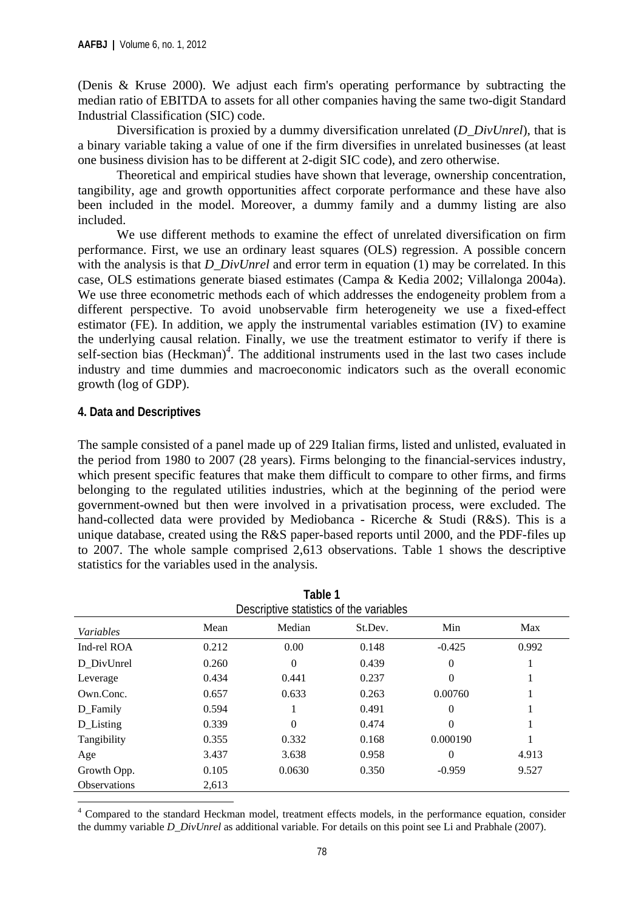(Denis & Kruse 2000). We adjust each firm's operating performance by subtracting the median ratio of EBITDA to assets for all other companies having the same two-digit Standard Industrial Classification (SIC) code.

Diversification is proxied by a dummy diversification unrelated (*D_DivUnrel*), that is a binary variable taking a value of one if the firm diversifies in unrelated businesses (at least one business division has to be different at 2-digit SIC code), and zero otherwise.

Theoretical and empirical studies have shown that leverage, ownership concentration, tangibility, age and growth opportunities affect corporate performance and these have also been included in the model. Moreover, a dummy family and a dummy listing are also included.

We use different methods to examine the effect of unrelated diversification on firm performance. First, we use an ordinary least squares (OLS) regression. A possible concern with the analysis is that *D_DivUnrel* and error term in equation (1) may be correlated. In this case, OLS estimations generate biased estimates (Campa & Kedia 2002; Villalonga 2004a). We use three econometric methods each of which addresses the endogeneity problem from a different perspective. To avoid unobservable firm heterogeneity we use a fixed-effect estimator (FE). In addition, we apply the instrumental variables estimation (IV) to examine the underlying causal relation. Finally, we use the treatment estimator to verify if there is self-section bias (Heckman)[4]. The additional instruments used in the last two cases include industry and time dummies and macroeconomic indicators such as the overall economic growth (log of GDP).

#### 4. Data and Descriptives

The sample consisted of a panel made up of 229 Italian firms, listed and unlisted, evaluated in the period from 1980 to 2007 (28 years). Firms belonging to the financial-services industry, which present specific features that make them difficult to compare to other firms, and firms belonging to the regulated utilities industries, which at the beginning of the period were government-owned but then were involved in a privatisation process, were excluded. The hand-collected data were provided by Mediobanca - Ricerche & Studi (R&S). This is a unique database, created using the R&S paper-based reports until 2000, and the PDF-files up to 2007. The whole sample comprised 2,613 observations. Table 1 shows the descriptive statistics for the variables used in the analysis.

**Table 1**
Descriptive statistics of the variables

| *Variables* | Mean | Median | St.Dev. | Min | Max |
|---|---|---|---|---|---|
| Ind-rel ROA | 0.212 | 0.00 | 0.148 | -0.425 | 0.992 |
| D_DivUnrel | 0.260 | 0 | 0.439 | 0 | 1 |
| Leverage | 0.434 | 0.441 | 0.237 | 0 | 1 |
| Own.Conc. | 0.657 | 0.633 | 0.263 | 0.00760 | 1 |
| D_Family | 0.594 | 1 | 0.491 | 0 | 1 |
| D_Listing | 0.339 | 0 | 0.474 | 0 | 1 |
| Tangibility | 0.355 | 0.332 | 0.168 | 0.000190 | 1 |
| Age | 3.437 | 3.638 | 0.958 | 0 | 4.913 |
| Growth Opp. | 0.105 | 0.0630 | 0.350 | -0.959 | 9.527 |
| Observations | 2,613 | | | | |

[4] Compared to the standard Heckman model, treatment effects models, in the performance equation, consider the dummy variable *D_DivUnrel* as additional variable. For details on this point see Li and Prabhale (2007).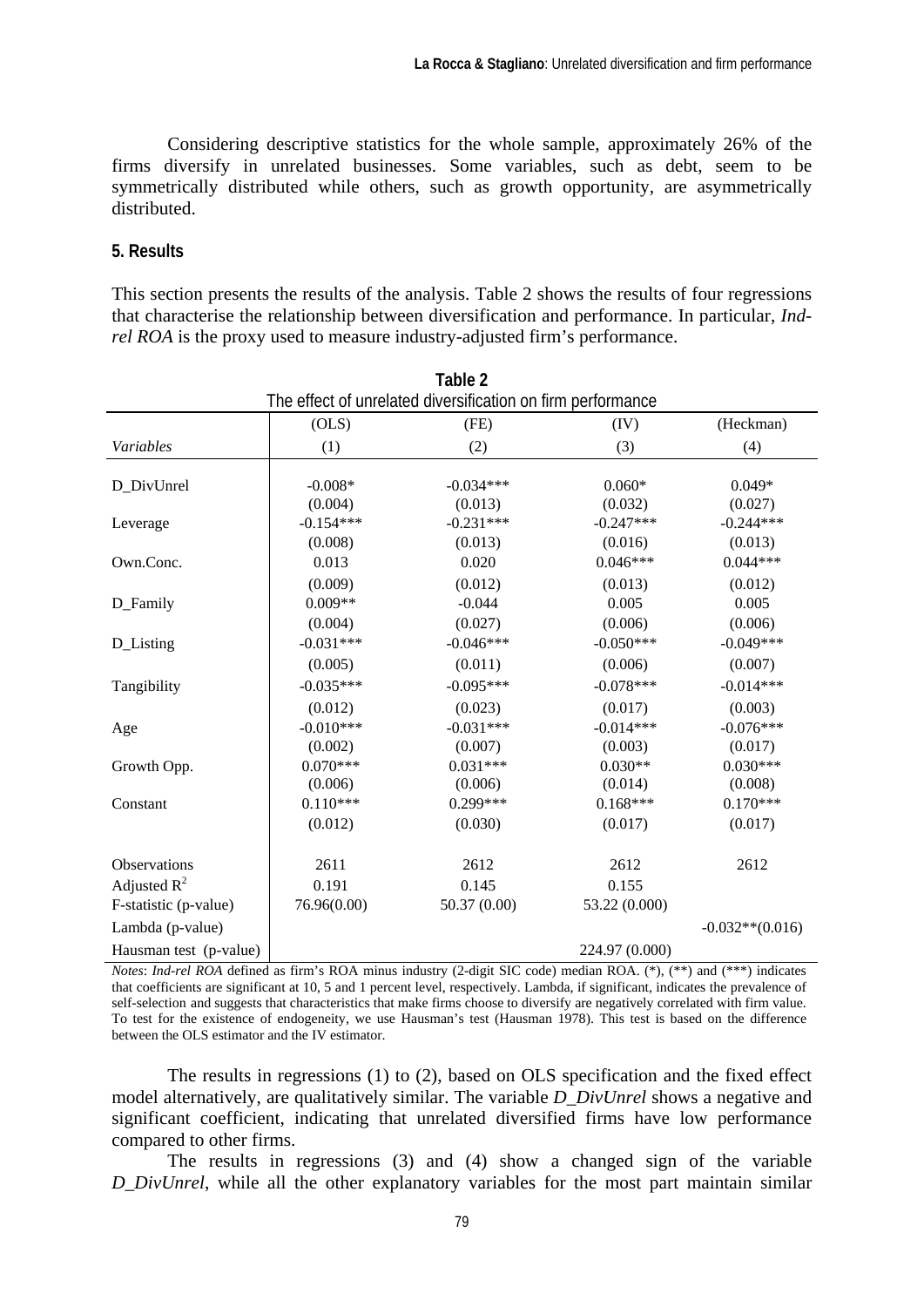Considering descriptive statistics for the whole sample, approximately 26% of the firms diversify in unrelated businesses. Some variables, such as debt, seem to be symmetrically distributed while others, such as growth opportunity, are asymmetrically distributed.

## 5. Results

This section presents the results of the analysis. Table 2 shows the results of four regressions that characterise the relationship between diversification and performance. In particular, *Ind-rel ROA* is the proxy used to measure industry-adjusted firm's performance.

**Table 2**
The effect of unrelated diversification on firm performance

| | (OLS) | (FE) | (IV) | (Heckman) |
|---|---|---|---|---|
| *Variables* | (1) | (2) | (3) | (4) |
| D_DivUnrel | -0.008* | -0.034*** | 0.060* | 0.049* |
| | (0.004) | (0.013) | (0.032) | (0.027) |
| Leverage | -0.154*** | -0.231*** | -0.247*** | -0.244*** |
| | (0.008) | (0.013) | (0.016) | (0.013) |
| Own.Conc. | 0.013 | 0.020 | 0.046*** | 0.044*** |
| | (0.009) | (0.012) | (0.013) | (0.012) |
| D_Family | 0.009** | -0.044 | 0.005 | 0.005 |
| | (0.004) | (0.027) | (0.006) | (0.006) |
| D_Listing | -0.031*** | -0.046*** | -0.050*** | -0.049*** |
| | (0.005) | (0.011) | (0.006) | (0.007) |
| Tangibility | -0.035*** | -0.095*** | -0.078*** | -0.014*** |
| | (0.012) | (0.023) | (0.017) | (0.003) |
| Age | -0.010*** | -0.031*** | -0.014*** | -0.076*** |
| | (0.002) | (0.007) | (0.003) | (0.017) |
| Growth Opp. | 0.070*** | 0.031*** | 0.030** | 0.030*** |
| | (0.006) | (0.006) | (0.014) | (0.008) |
| Constant | 0.110*** | 0.299*** | 0.168*** | 0.170*** |
| | (0.012) | (0.030) | (0.017) | (0.017) |
| Observations | 2611 | 2612 | 2612 | 2612 |
| Adjusted $R^2$ | 0.191 | 0.145 | 0.155 | |
| F-statistic (p-value) | 76.96(0.00) | 50.37 (0.00) | 53.22 (0.000) | |
| Lambda (p-value) | | | | -0.032**(0.016) |
| Hausman test (p-value) | | | 224.97 (0.000) | |

*Notes*: *Ind-rel ROA* defined as firm's ROA minus industry (2-digit SIC code) median ROA. (*), (**) and (***) indicates that coefficients are significant at 10, 5 and 1 percent level, respectively. Lambda, if significant, indicates the prevalence of self-selection and suggests that characteristics that make firms choose to diversify are negatively correlated with firm value. To test for the existence of endogeneity, we use Hausman's test (Hausman 1978). This test is based on the difference between the OLS estimator and the IV estimator.

The results in regressions (1) to (2), based on OLS specification and the fixed effect model alternatively, are qualitatively similar. The variable *D_DivUnrel* shows a negative and significant coefficient, indicating that unrelated diversified firms have low performance compared to other firms.

The results in regressions (3) and (4) show a changed sign of the variable *D_DivUnrel*, while all the other explanatory variables for the most part maintain similar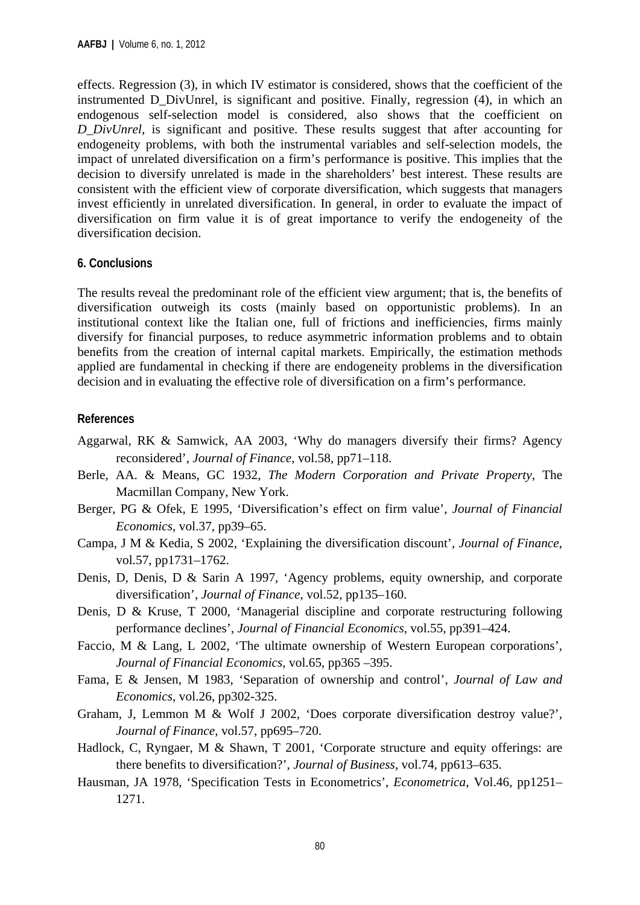effects. Regression (3), in which IV estimator is considered, shows that the coefficient of the instrumented D_DivUnrel, is significant and positive. Finally, regression (4), in which an endogenous self-selection model is considered, also shows that the coefficient on *D_DivUnrel*, is significant and positive. These results suggest that after accounting for endogeneity problems, with both the instrumental variables and self-selection models, the impact of unrelated diversification on a firm's performance is positive. This implies that the decision to diversify unrelated is made in the shareholders' best interest. These results are consistent with the efficient view of corporate diversification, which suggests that managers invest efficiently in unrelated diversification. In general, in order to evaluate the impact of diversification on firm value it is of great importance to verify the endogeneity of the diversification decision.

## 6. Conclusions

The results reveal the predominant role of the efficient view argument; that is, the benefits of diversification outweigh its costs (mainly based on opportunistic problems). In an institutional context like the Italian one, full of frictions and inefficiencies, firms mainly diversify for financial purposes, to reduce asymmetric information problems and to obtain benefits from the creation of internal capital markets. Empirically, the estimation methods applied are fundamental in checking if there are endogeneity problems in the diversification decision and in evaluating the effective role of diversification on a firm's performance.

## References

Aggarwal, RK & Samwick, AA 2003, 'Why do managers diversify their firms? Agency reconsidered', *Journal of Finance*, vol.58, pp71–118.

Berle, AA. & Means, GC 1932, *The Modern Corporation and Private Property*, The Macmillan Company, New York.

Berger, PG & Ofek, E 1995, 'Diversification's effect on firm value', *Journal of Financial Economics*, vol.37, pp39–65.

Campa, J M & Kedia, S 2002, 'Explaining the diversification discount', *Journal of Finance*, vol.57, pp1731–1762.

Denis, D, Denis, D & Sarin A 1997, 'Agency problems, equity ownership, and corporate diversification', *Journal of Finance*, vol.52, pp135–160.

Denis, D & Kruse, T 2000, 'Managerial discipline and corporate restructuring following performance declines', *Journal of Financial Economics*, vol.55, pp391–424.

Faccio, M & Lang, L 2002, 'The ultimate ownership of Western European corporations', *Journal of Financial Economics*, vol.65, pp365 –395.

Fama, E & Jensen, M 1983, 'Separation of ownership and control', *Journal of Law and Economics*, vol.26, pp302-325.

Graham, J, Lemmon M & Wolf J 2002, 'Does corporate diversification destroy value?', *Journal of Finance*, vol.57, pp695–720.

Hadlock, C, Ryngaer, M & Shawn, T 2001, 'Corporate structure and equity offerings: are there benefits to diversification?', *Journal of Business*, vol.74, pp613–635.

Hausman, JA 1978, 'Specification Tests in Econometrics', *Econometrica*, Vol.46, pp1251–1271.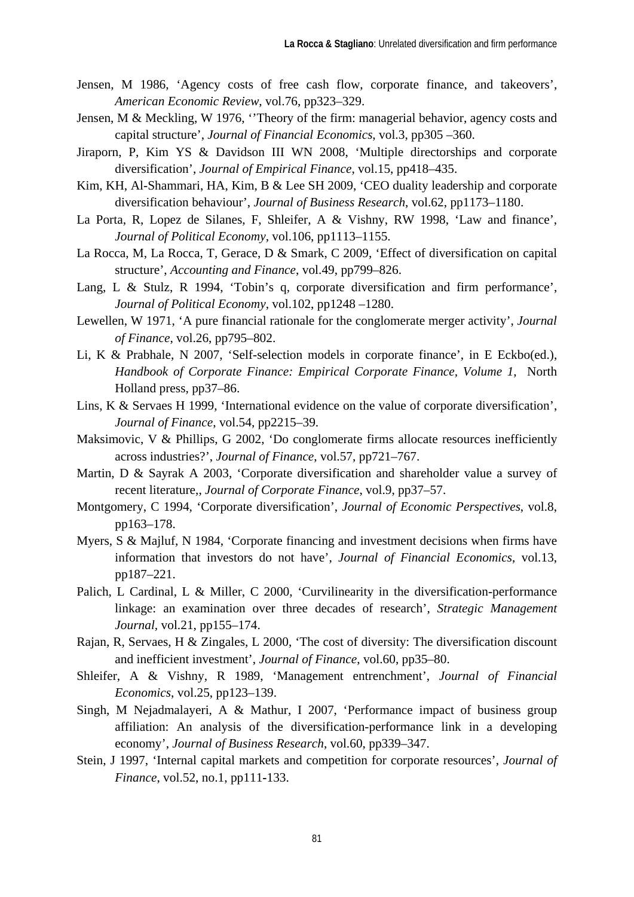Jensen, M 1986, ‘Agency costs of free cash flow, corporate finance, and takeovers’, *American Economic Review*, vol.76, pp323–329.

Jensen, M & Meckling, W 1976, ‘’Theory of the firm: managerial behavior, agency costs and capital structure’, *Journal of Financial Economics*, vol.3, pp305 –360.

Jiraporn, P, Kim YS & Davidson III WN 2008, ‘Multiple directorships and corporate diversification’, *Journal of Empirical Finance*, vol.15, pp418–435.

Kim, KH, Al-Shammari, HA, Kim, B & Lee SH 2009, ‘CEO duality leadership and corporate diversification behaviour’, *Journal of Business Research*, vol.62, pp1173–1180.

La Porta, R, Lopez de Silanes, F, Shleifer, A & Vishny, RW 1998, ‘Law and finance’, *Journal of Political Economy*, vol.106, pp1113–1155.

La Rocca, M, La Rocca, T, Gerace, D & Smark, C 2009, ‘Effect of diversification on capital structure’, *Accounting and Finance*, vol.49, pp799–826.

Lang, L & Stulz, R 1994, ‘Tobin’s q, corporate diversification and firm performance’, *Journal of Political Economy*, vol.102, pp1248 –1280.

Lewellen, W 1971, ‘A pure financial rationale for the conglomerate merger activity’, *Journal of Finance*, vol.26, pp795–802.

Li, K & Prabhale, N 2007, ‘Self-selection models in corporate finance’, in E Eckbo(ed.), *Handbook of Corporate Finance: Empirical Corporate Finance, Volume 1*, North Holland press, pp37–86.

Lins, K & Servaes H 1999, ‘International evidence on the value of corporate diversification’, *Journal of Finance*, vol.54, pp2215–39.

Maksimovic, V & Phillips, G 2002, ‘Do conglomerate firms allocate resources inefficiently across industries?’, *Journal of Finance*, vol.57, pp721–767.

Martin, D & Sayrak A 2003, ‘Corporate diversification and shareholder value a survey of recent literature,, *Journal of Corporate Finance*, vol.9, pp37–57.

Montgomery, C 1994, ‘Corporate diversification’, *Journal of Economic Perspectives*, vol.8, pp163–178.

Myers, S & Majluf, N 1984, ‘Corporate financing and investment decisions when firms have information that investors do not have’, *Journal of Financial Economics*, vol.13, pp187–221.

Palich, L Cardinal, L & Miller, C 2000, ‘Curvilinearity in the diversification-performance linkage: an examination over three decades of research’, *Strategic Management Journal*, vol.21, pp155–174.

Rajan, R, Servaes, H & Zingales, L 2000, ‘The cost of diversity: The diversification discount and inefficient investment’, *Journal of Finance*, vol.60, pp35–80.

Shleifer, A & Vishny, R 1989, ‘Management entrenchment’, *Journal of Financial Economics*, vol.25, pp123–139.

Singh, M Nejadmalayeri, A & Mathur, I 2007, ‘Performance impact of business group affiliation: An analysis of the diversification-performance link in a developing economy’, *Journal of Business Research*, vol.60, pp339–347.

Stein, J 1997, ‘Internal capital markets and competition for corporate resources’, *Journal of Finance*, vol.52, no.1, pp111-133.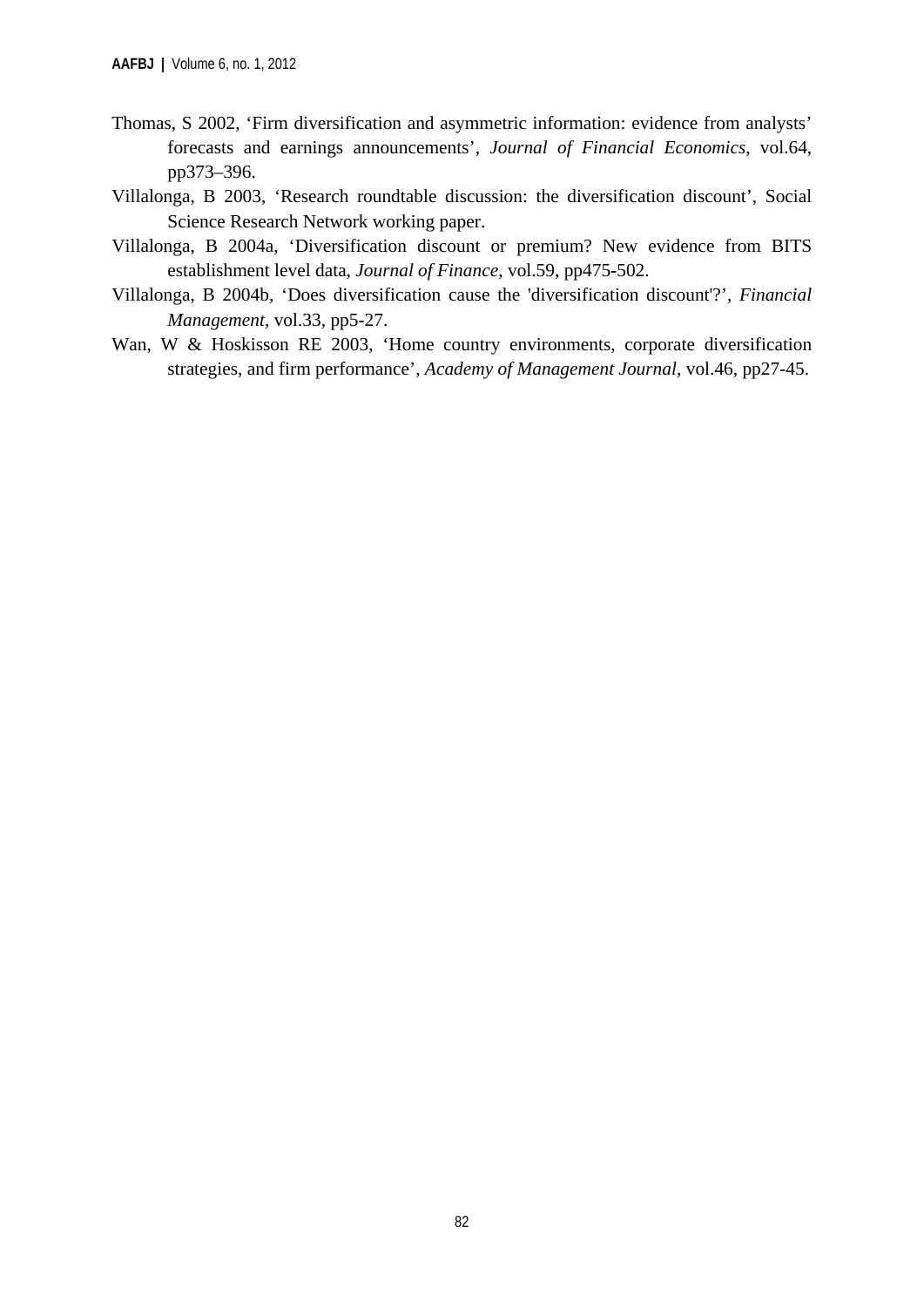Thomas, S 2002, 'Firm diversification and asymmetric information: evidence from analysts' forecasts and earnings announcements', *Journal of Financial Economics*, vol.64, pp373–396.

Villalonga, B 2003, 'Research roundtable discussion: the diversification discount', Social Science Research Network working paper.

Villalonga, B 2004a, 'Diversification discount or premium? New evidence from BITS establishment level data, *Journal of Finance*, vol.59, pp475-502.

Villalonga, B 2004b, 'Does diversification cause the 'diversification discount'?', *Financial Management*, vol.33, pp5-27.

Wan, W & Hoskisson RE 2003, 'Home country environments, corporate diversification strategies, and firm performance', *Academy of Management Journal*, vol.46, pp27-45.